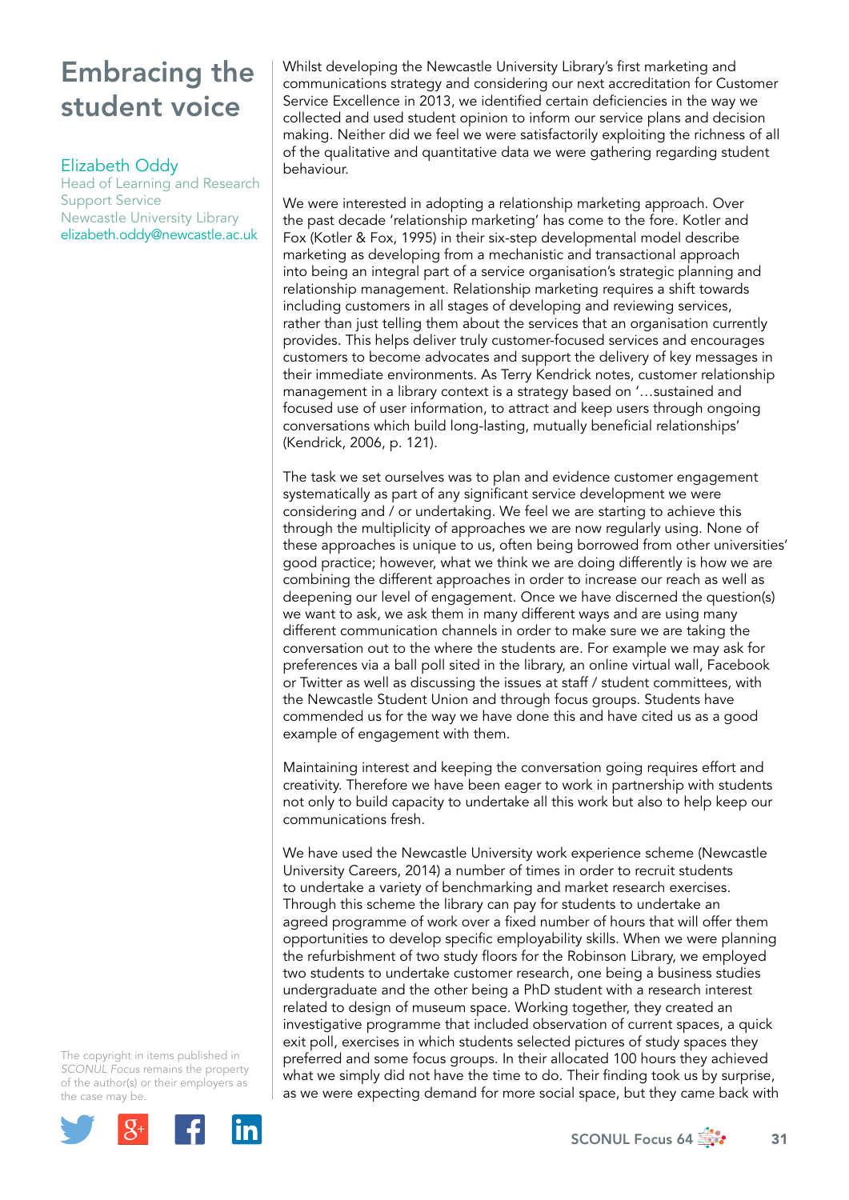# Embracing the student voice

Elizabeth Oddy
Head of Learning and Research Support Service
Newcastle University Library
elizabeth.oddy@newcastle.ac.uk

The copyright in items published in *SCONUL Focus* remains the property of the author(s) or their employers as the case may be.

Whilst developing the Newcastle University Library's first marketing and communications strategy and considering our next accreditation for Customer Service Excellence in 2013, we identified certain deficiencies in the way we collected and used student opinion to inform our service plans and decision making. Neither did we feel we were satisfactorily exploiting the richness of all of the qualitative and quantitative data we were gathering regarding student behaviour.

We were interested in adopting a relationship marketing approach. Over the past decade 'relationship marketing' has come to the fore. Kotler and Fox (Kotler & Fox, 1995) in their six-step developmental model describe marketing as developing from a mechanistic and transactional approach into being an integral part of a service organisation's strategic planning and relationship management. Relationship marketing requires a shift towards including customers in all stages of developing and reviewing services, rather than just telling them about the services that an organisation currently provides. This helps deliver truly customer-focused services and encourages customers to become advocates and support the delivery of key messages in their immediate environments. As Terry Kendrick notes, customer relationship management in a library context is a strategy based on '…sustained and focused use of user information, to attract and keep users through ongoing conversations which build long-lasting, mutually beneficial relationships' (Kendrick, 2006, p. 121).

The task we set ourselves was to plan and evidence customer engagement systematically as part of any significant service development we were considering and / or undertaking. We feel we are starting to achieve this through the multiplicity of approaches we are now regularly using. None of these approaches is unique to us, often being borrowed from other universities' good practice; however, what we think we are doing differently is how we are combining the different approaches in order to increase our reach as well as deepening our level of engagement. Once we have discerned the question(s) we want to ask, we ask them in many different ways and are using many different communication channels in order to make sure we are taking the conversation out to the where the students are. For example we may ask for preferences via a ball poll sited in the library, an online virtual wall, Facebook or Twitter as well as discussing the issues at staff / student committees, with the Newcastle Student Union and through focus groups. Students have commended us for the way we have done this and have cited us as a good example of engagement with them.

Maintaining interest and keeping the conversation going requires effort and creativity. Therefore we have been eager to work in partnership with students not only to build capacity to undertake all this work but also to help keep our communications fresh.

We have used the Newcastle University work experience scheme (Newcastle University Careers, 2014) a number of times in order to recruit students to undertake a variety of benchmarking and market research exercises. Through this scheme the library can pay for students to undertake an agreed programme of work over a fixed number of hours that will offer them opportunities to develop specific employability skills. When we were planning the refurbishment of two study floors for the Robinson Library, we employed two students to undertake customer research, one being a business studies undergraduate and the other being a PhD student with a research interest related to design of museum space. Working together, they created an investigative programme that included observation of current spaces, a quick exit poll, exercises in which students selected pictures of study spaces they preferred and some focus groups. In their allocated 100 hours they achieved what we simply did not have the time to do. Their finding took us by surprise, as we were expecting demand for more social space, but they came back with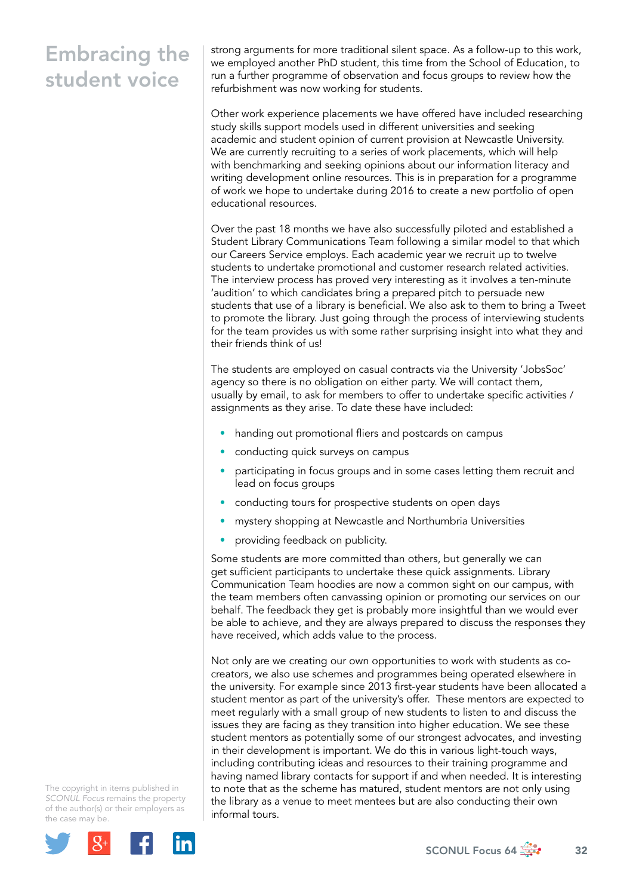strong arguments for more traditional silent space. As a follow-up to this work, we employed another PhD student, this time from the School of Education, to run a further programme of observation and focus groups to review how the refurbishment was now working for students.

Other work experience placements we have offered have included researching study skills support models used in different universities and seeking academic and student opinion of current provision at Newcastle University. We are currently recruiting to a series of work placements, which will help with benchmarking and seeking opinions about our information literacy and writing development online resources. This is in preparation for a programme of work we hope to undertake during 2016 to create a new portfolio of open educational resources.

Over the past 18 months we have also successfully piloted and established a Student Library Communications Team following a similar model to that which our Careers Service employs. Each academic year we recruit up to twelve students to undertake promotional and customer research related activities. The interview process has proved very interesting as it involves a ten-minute 'audition' to which candidates bring a prepared pitch to persuade new students that use of a library is beneficial. We also ask to them to bring a Tweet to promote the library. Just going through the process of interviewing students for the team provides us with some rather surprising insight into what they and their friends think of us!

The students are employed on casual contracts via the University 'JobsSoc' agency so there is no obligation on either party. We will contact them, usually by email, to ask for members to offer to undertake specific activities / assignments as they arise. To date these have included:

- handing out promotional fliers and postcards on campus
- conducting quick surveys on campus
- participating in focus groups and in some cases letting them recruit and lead on focus groups
- conducting tours for prospective students on open days
- mystery shopping at Newcastle and Northumbria Universities
- providing feedback on publicity.

Some students are more committed than others, but generally we can get sufficient participants to undertake these quick assignments. Library Communication Team hoodies are now a common sight on our campus, with the team members often canvassing opinion or promoting our services on our behalf. The feedback they get is probably more insightful than we would ever be able to achieve, and they are always prepared to discuss the responses they have received, which adds value to the process.

Not only are we creating our own opportunities to work with students as co-creators, we also use schemes and programmes being operated elsewhere in the university. For example since 2013 first-year students have been allocated a student mentor as part of the university's offer. These mentors are expected to meet regularly with a small group of new students to listen to and discuss the issues they are facing as they transition into higher education. We see these student mentors as potentially some of our strongest advocates, and investing in their development is important. We do this in various light-touch ways, including contributing ideas and resources to their training programme and having named library contacts for support if and when needed. It is interesting to note that as the scheme has matured, student mentors are not only using the library as a venue to meet mentees but are also conducting their own informal tours.

The copyright in items published in *SCONUL Focus* remains the property of the author(s) or their employers as the case may be.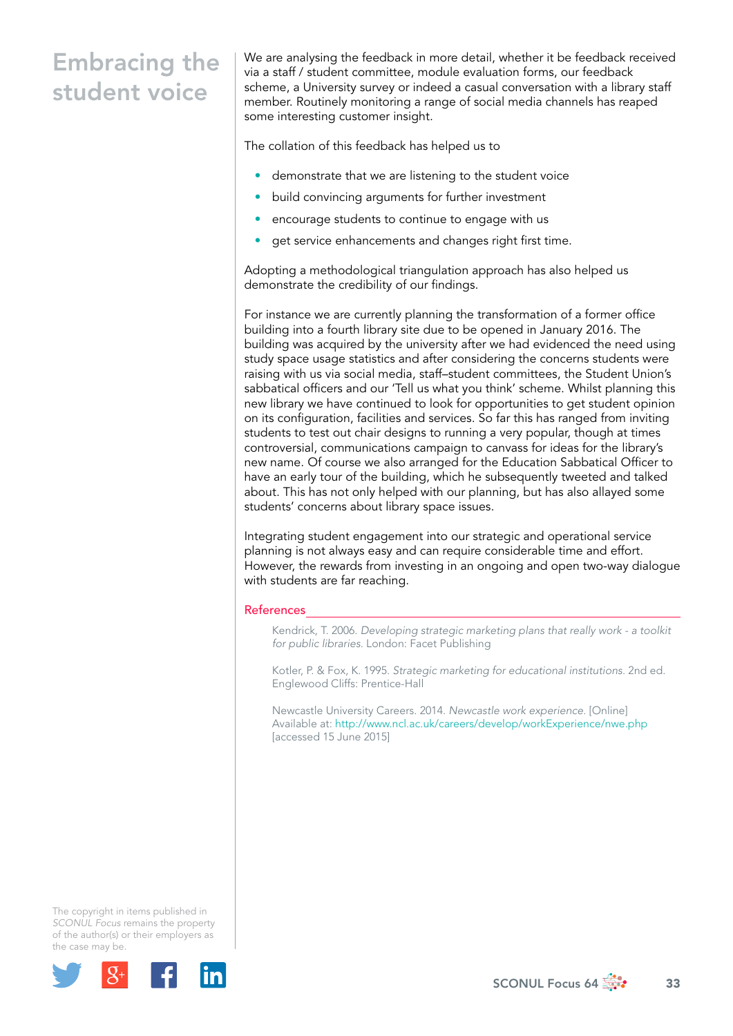# Embracing the student voice

We are analysing the feedback in more detail, whether it be feedback received via a staff / student committee, module evaluation forms, our feedback scheme, a University survey or indeed a casual conversation with a library staff member. Routinely monitoring a range of social media channels has reaped some interesting customer insight.

The collation of this feedback has helped us to

- demonstrate that we are listening to the student voice
- build convincing arguments for further investment
- encourage students to continue to engage with us
- get service enhancements and changes right first time.

Adopting a methodological triangulation approach has also helped us demonstrate the credibility of our findings.

For instance we are currently planning the transformation of a former office building into a fourth library site due to be opened in January 2016. The building was acquired by the university after we had evidenced the need using study space usage statistics and after considering the concerns students were raising with us via social media, staff–student committees, the Student Union's sabbatical officers and our 'Tell us what you think' scheme. Whilst planning this new library we have continued to look for opportunities to get student opinion on its configuration, facilities and services. So far this has ranged from inviting students to test out chair designs to running a very popular, though at times controversial, communications campaign to canvass for ideas for the library's new name. Of course we also arranged for the Education Sabbatical Officer to have an early tour of the building, which he subsequently tweeted and talked about. This has not only helped with our planning, but has also allayed some students' concerns about library space issues.

Integrating student engagement into our strategic and operational service planning is not always easy and can require considerable time and effort. However, the rewards from investing in an ongoing and open two-way dialogue with students are far reaching.

## References

Kendrick, T. 2006. *Developing strategic marketing plans that really work - a toolkit for public libraries.* London: Facet Publishing

Kotler, P. & Fox, K. 1995. *Strategic marketing for educational institutions.* 2nd ed. Englewood Cliffs: Prentice-Hall

Newcastle University Careers. 2014. *Newcastle work experience.* [Online] Available at: http://www.ncl.ac.uk/careers/develop/workExperience/nwe.php [accessed 15 June 2015]

The copyright in items published in *SCONUL Focus* remains the property of the author(s) or their employers as the case may be.